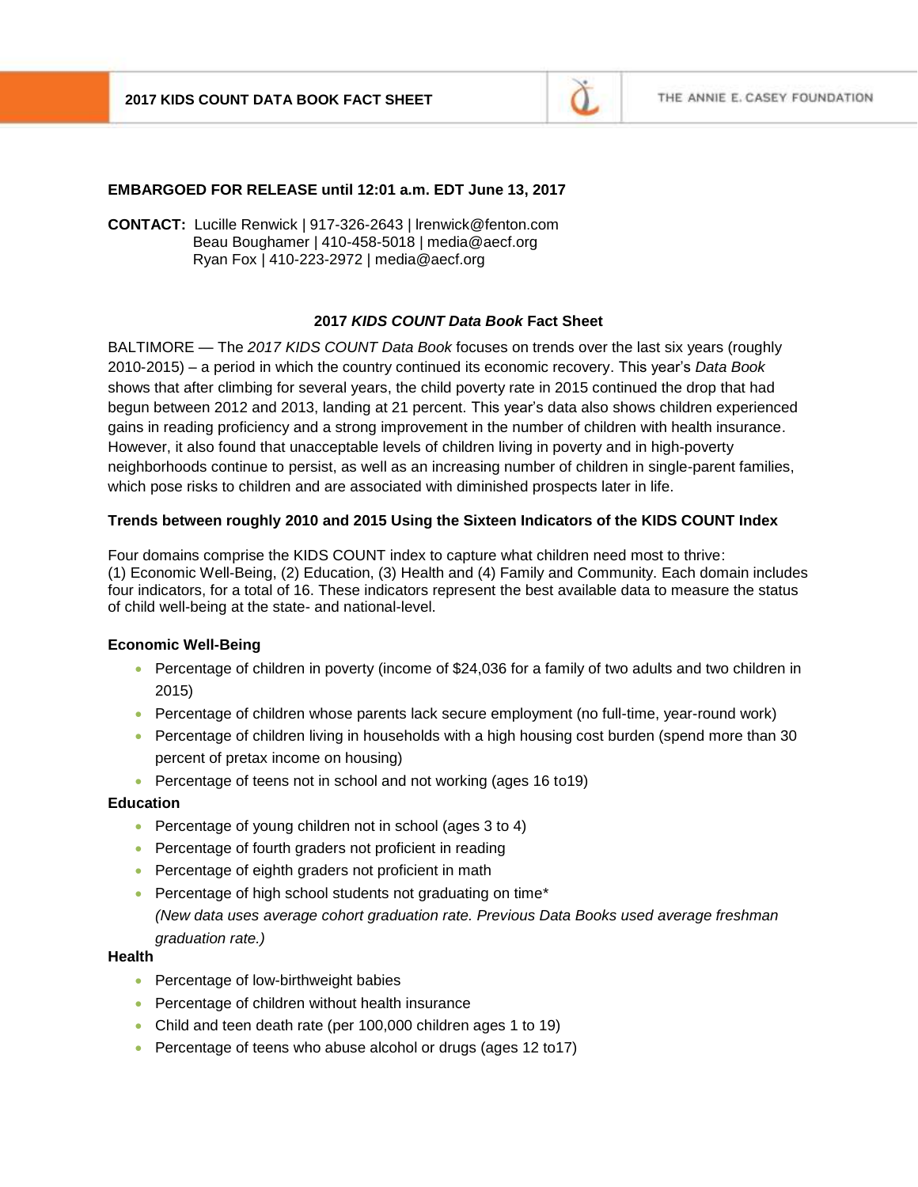**EMBARGOED FOR RELEASE until 12:01 a.m. EDT June 13, 2017**

**CONTACT:** Lucille Renwick | 917-326-2643 | lrenwick@fenton.com
Beau Boughamer | 410-458-5018 | media@aecf.org
Ryan Fox | 410-223-2972 | media@aecf.org

# 2017 *KIDS COUNT Data Book* Fact Sheet

BALTIMORE — The *2017 KIDS COUNT Data Book* focuses on trends over the last six years (roughly 2010-2015) – a period in which the country continued its economic recovery. This year's *Data Book* shows that after climbing for several years, the child poverty rate in 2015 continued the drop that had begun between 2012 and 2013, landing at 21 percent. This year's data also shows children experienced gains in reading proficiency and a strong improvement in the number of children with health insurance. However, it also found that unacceptable levels of children living in poverty and in high-poverty neighborhoods continue to persist, as well as an increasing number of children in single-parent families, which pose risks to children and are associated with diminished prospects later in life.

## Trends between roughly 2010 and 2015 Using the Sixteen Indicators of the KIDS COUNT Index

Four domains comprise the KIDS COUNT index to capture what children need most to thrive: (1) Economic Well-Being, (2) Education, (3) Health and (4) Family and Community. Each domain includes four indicators, for a total of 16. These indicators represent the best available data to measure the status of child well-being at the state- and national-level.

### Economic Well-Being

- Percentage of children in poverty (income of $24,036 for a family of two adults and two children in 2015)
- Percentage of children whose parents lack secure employment (no full-time, year-round work)
- Percentage of children living in households with a high housing cost burden (spend more than 30 percent of pretax income on housing)
- Percentage of teens not in school and not working (ages 16 to19)

### Education

- Percentage of young children not in school (ages 3 to 4)
- Percentage of fourth graders not proficient in reading
- Percentage of eighth graders not proficient in math
- Percentage of high school students not graduating on time*
  *(New data uses average cohort graduation rate. Previous Data Books used average freshman graduation rate.)*

### Health

- Percentage of low-birthweight babies
- Percentage of children without health insurance
- Child and teen death rate (per 100,000 children ages 1 to 19)
- Percentage of teens who abuse alcohol or drugs (ages 12 to17)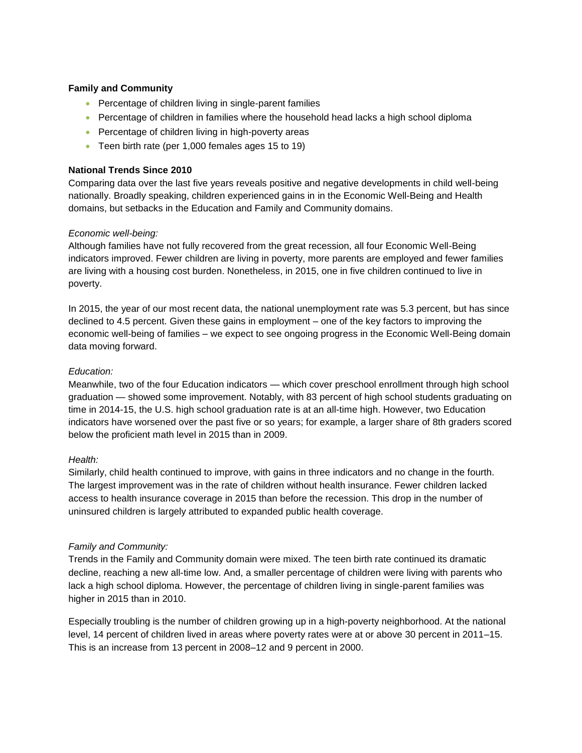**Family and Community**

- Percentage of children living in single-parent families
- Percentage of children in families where the household head lacks a high school diploma
- Percentage of children living in high-poverty areas
- Teen birth rate (per 1,000 females ages 15 to 19)

**National Trends Since 2010**

Comparing data over the last five years reveals positive and negative developments in child well-being nationally. Broadly speaking, children experienced gains in in the Economic Well-Being and Health domains, but setbacks in the Education and Family and Community domains.

*Economic well-being:*

Although families have not fully recovered from the great recession, all four Economic Well-Being indicators improved. Fewer children are living in poverty, more parents are employed and fewer families are living with a housing cost burden. Nonetheless, in 2015, one in five children continued to live in poverty.

In 2015, the year of our most recent data, the national unemployment rate was 5.3 percent, but has since declined to 4.5 percent. Given these gains in employment – one of the key factors to improving the economic well-being of families – we expect to see ongoing progress in the Economic Well-Being domain data moving forward.

*Education:*

Meanwhile, two of the four Education indicators — which cover preschool enrollment through high school graduation — showed some improvement. Notably, with 83 percent of high school students graduating on time in 2014-15, the U.S. high school graduation rate is at an all-time high. However, two Education indicators have worsened over the past five or so years; for example, a larger share of 8th graders scored below the proficient math level in 2015 than in 2009.

*Health:*

Similarly, child health continued to improve, with gains in three indicators and no change in the fourth. The largest improvement was in the rate of children without health insurance. Fewer children lacked access to health insurance coverage in 2015 than before the recession. This drop in the number of uninsured children is largely attributed to expanded public health coverage.

*Family and Community:*

Trends in the Family and Community domain were mixed. The teen birth rate continued its dramatic decline, reaching a new all-time low. And, a smaller percentage of children were living with parents who lack a high school diploma. However, the percentage of children living in single-parent families was higher in 2015 than in 2010.

Especially troubling is the number of children growing up in a high-poverty neighborhood. At the national level, 14 percent of children lived in areas where poverty rates were at or above 30 percent in 2011–15. This is an increase from 13 percent in 2008–12 and 9 percent in 2000.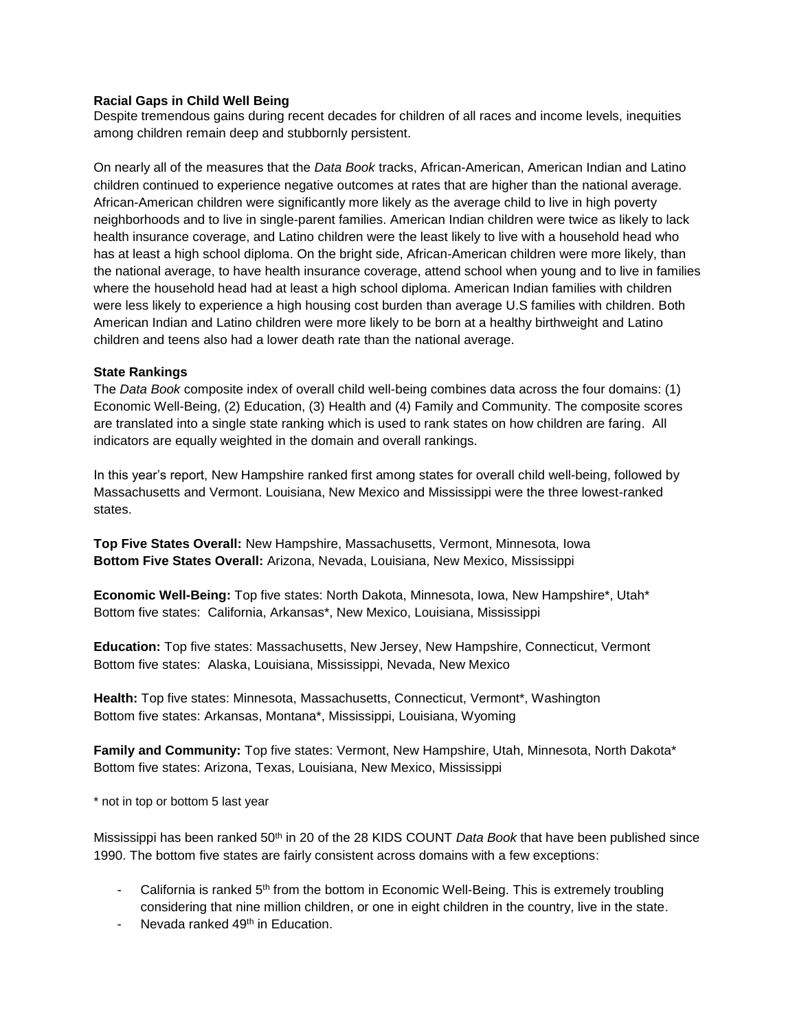**Racial Gaps in Child Well Being**

Despite tremendous gains during recent decades for children of all races and income levels, inequities among children remain deep and stubbornly persistent.

On nearly all of the measures that the *Data Book* tracks, African-American, American Indian and Latino children continued to experience negative outcomes at rates that are higher than the national average. African-American children were significantly more likely as the average child to live in high poverty neighborhoods and to live in single-parent families. American Indian children were twice as likely to lack health insurance coverage, and Latino children were the least likely to live with a household head who has at least a high school diploma. On the bright side, African-American children were more likely, than the national average, to have health insurance coverage, attend school when young and to live in families where the household head had at least a high school diploma. American Indian families with children were less likely to experience a high housing cost burden than average U.S families with children. Both American Indian and Latino children were more likely to be born at a healthy birthweight and Latino children and teens also had a lower death rate than the national average.

**State Rankings**

The *Data Book* composite index of overall child well-being combines data across the four domains: (1) Economic Well-Being, (2) Education, (3) Health and (4) Family and Community. The composite scores are translated into a single state ranking which is used to rank states on how children are faring. All indicators are equally weighted in the domain and overall rankings.

In this year's report, New Hampshire ranked first among states for overall child well-being, followed by Massachusetts and Vermont. Louisiana, New Mexico and Mississippi were the three lowest-ranked states.

**Top Five States Overall:** New Hampshire, Massachusetts, Vermont, Minnesota, Iowa
**Bottom Five States Overall:** Arizona, Nevada, Louisiana, New Mexico, Mississippi

**Economic Well-Being:** Top five states: North Dakota, Minnesota, Iowa, New Hampshire*, Utah*
Bottom five states: California, Arkansas*, New Mexico, Louisiana, Mississippi

**Education:** Top five states: Massachusetts, New Jersey, New Hampshire, Connecticut, Vermont
Bottom five states: Alaska, Louisiana, Mississippi, Nevada, New Mexico

**Health:** Top five states: Minnesota, Massachusetts, Connecticut, Vermont*, Washington
Bottom five states: Arkansas, Montana*, Mississippi, Louisiana, Wyoming

**Family and Community:** Top five states: Vermont, New Hampshire, Utah, Minnesota, North Dakota*
Bottom five states: Arizona, Texas, Louisiana, New Mexico, Mississippi

\* not in top or bottom 5 last year

Mississippi has been ranked 50th in 20 of the 28 KIDS COUNT *Data Book* that have been published since 1990. The bottom five states are fairly consistent across domains with a few exceptions:

- California is ranked 5th from the bottom in Economic Well-Being. This is extremely troubling considering that nine million children, or one in eight children in the country, live in the state.
- Nevada ranked 49th in Education.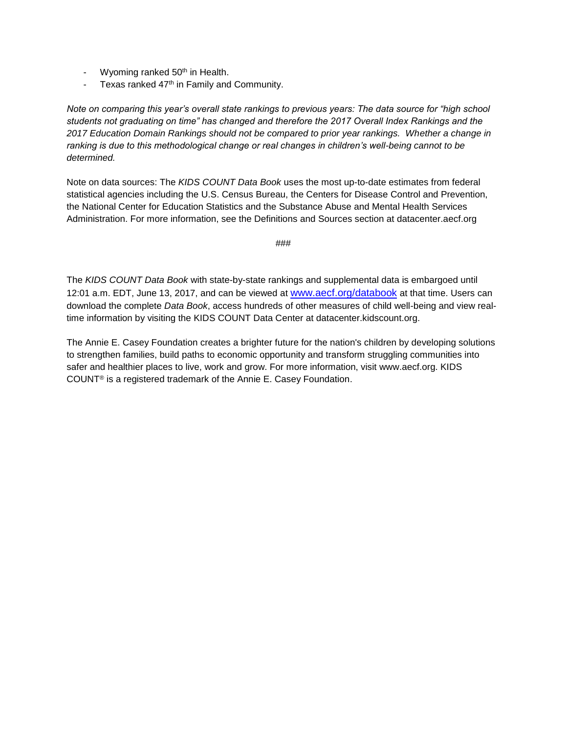- Wyoming ranked 50th in Health.
- Texas ranked 47th in Family and Community.

*Note on comparing this year's overall state rankings to previous years: The data source for "high school students not graduating on time" has changed and therefore the 2017 Overall Index Rankings and the 2017 Education Domain Rankings should not be compared to prior year rankings. Whether a change in ranking is due to this methodological change or real changes in children's well-being cannot to be determined.*

Note on data sources: The *KIDS COUNT Data Book* uses the most up-to-date estimates from federal statistical agencies including the U.S. Census Bureau, the Centers for Disease Control and Prevention, the National Center for Education Statistics and the Substance Abuse and Mental Health Services Administration. For more information, see the Definitions and Sources section at datacenter.aecf.org

###

The *KIDS COUNT Data Book* with state-by-state rankings and supplemental data is embargoed until 12:01 a.m. EDT, June 13, 2017, and can be viewed at www.aecf.org/databook at that time. Users can download the complete *Data Book*, access hundreds of other measures of child well-being and view real-time information by visiting the KIDS COUNT Data Center at datacenter.kidscount.org.

The Annie E. Casey Foundation creates a brighter future for the nation's children by developing solutions to strengthen families, build paths to economic opportunity and transform struggling communities into safer and healthier places to live, work and grow. For more information, visit www.aecf.org. KIDS COUNT® is a registered trademark of the Annie E. Casey Foundation.